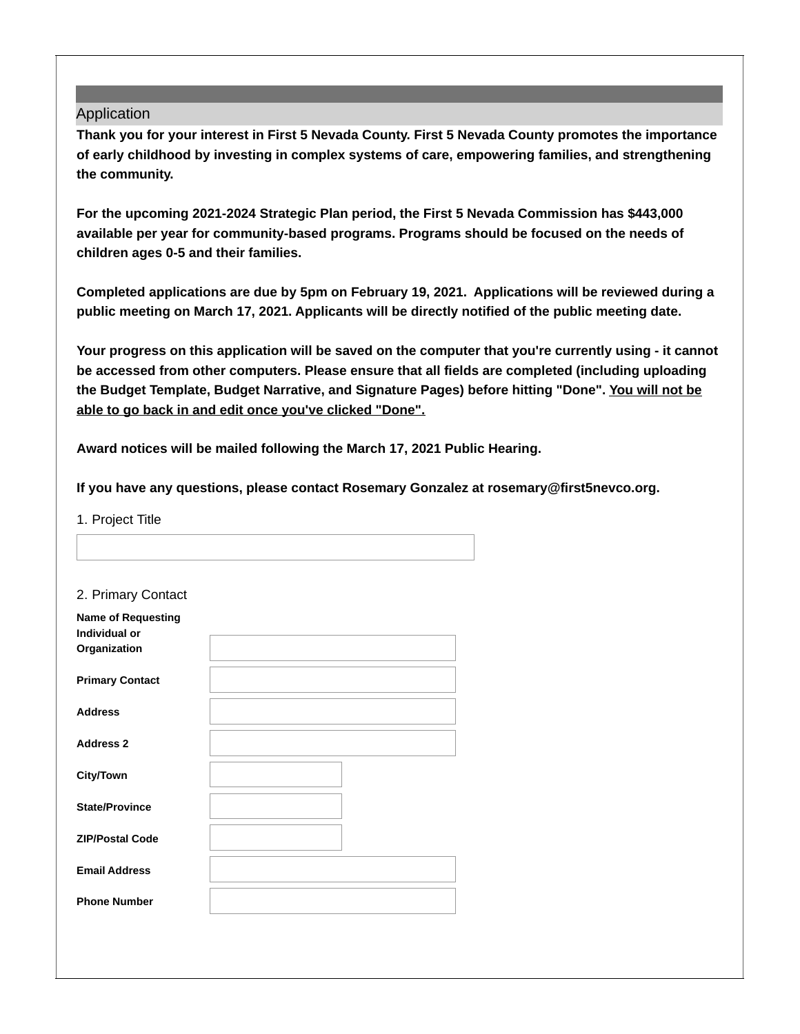## Application

**Thank you for your interest in First 5 Nevada County. First 5 Nevada County promotes the importance of early childhood by investing in complex systems of care, empowering families, and strengthening the community.**

**For the upcoming 2021-2024 Strategic Plan period, the First 5 Nevada Commission has $443,000 available per year for community-based programs. Programs should be focused on the needs of children ages 0-5 and their families.**

**Completed applications are due by 5pm on February 19, 2021. Applications will be reviewed during a public meeting on March 17, 2021. Applicants will be directly notified of the public meeting date.**

**Your progress on this application will be saved on the computer that you're currently using - it cannot be accessed from other computers. Please ensure that all fields are completed (including uploading the Budget Template, Budget Narrative, and Signature Pages) before hitting "Done". <u>You will not be able to go back in and edit once you've clicked "Done".</u>**

**Award notices will be mailed following the March 17, 2021 Public Hearing.**

**If you have any questions, please contact Rosemary Gonzalez at rosemary@first5nevco.org.**

1. Project Title

2. Primary Contact

| | |
|---|---|
| **Name of Requesting Individual or Organization** | |
| **Primary Contact** | |
| **Address** | |
| **Address 2** | |
| **City/Town** | |
| **State/Province** | |
| **ZIP/Postal Code** | |
| **Email Address** | |
| **Phone Number** | |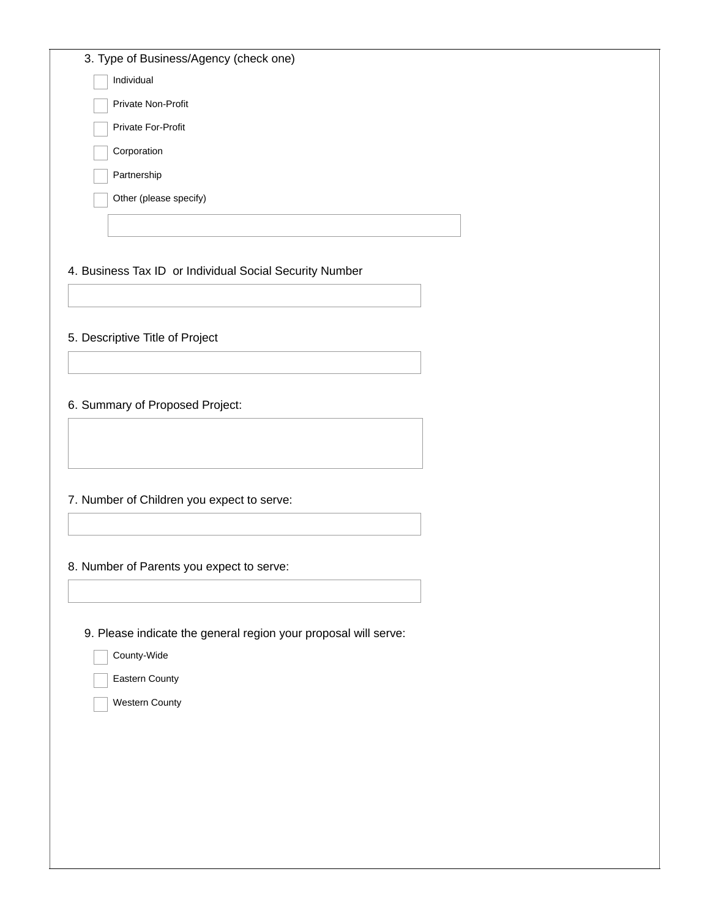3. Type of Business/Agency (check one)

- [ ] Individual
- [ ] Private Non-Profit
- [ ] Private For-Profit
- [ ] Corporation
- [ ] Partnership
- [ ] Other (please specify)

_______________________

4. Business Tax ID or Individual Social Security Number

_______________________

5. Descriptive Title of Project

_______________________

6. Summary of Proposed Project:

_______________________

7. Number of Children you expect to serve:

_______________________

8. Number of Parents you expect to serve:

_______________________

9. Please indicate the general region your proposal will serve:

- [ ] County-Wide
- [ ] Eastern County
- [ ] Western County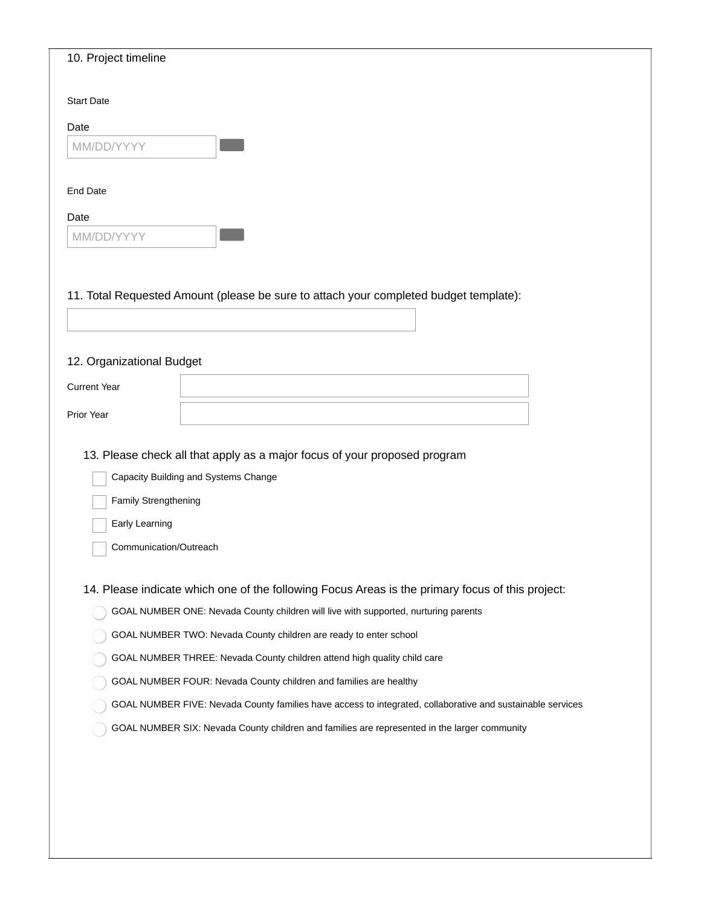10. Project timeline

Start Date

Date

MM/DD/YYYY

End Date

Date

MM/DD/YYYY

11. Total Requested Amount (please be sure to attach your completed budget template):

12. Organizational Budget

Current Year

Prior Year

13. Please check all that apply as a major focus of your proposed program

- [ ] Capacity Building and Systems Change
- [ ] Family Strengthening
- [ ] Early Learning
- [ ] Communication/Outreach

14. Please indicate which one of the following Focus Areas is the primary focus of this project:

- ○ GOAL NUMBER ONE: Nevada County children will live with supported, nurturing parents
- ○ GOAL NUMBER TWO: Nevada County children are ready to enter school
- ○ GOAL NUMBER THREE: Nevada County children attend high quality child care
- ○ GOAL NUMBER FOUR: Nevada County children and families are healthy
- ○ GOAL NUMBER FIVE: Nevada County families have access to integrated, collaborative and sustainable services
- ○ GOAL NUMBER SIX: Nevada County children and families are represented in the larger community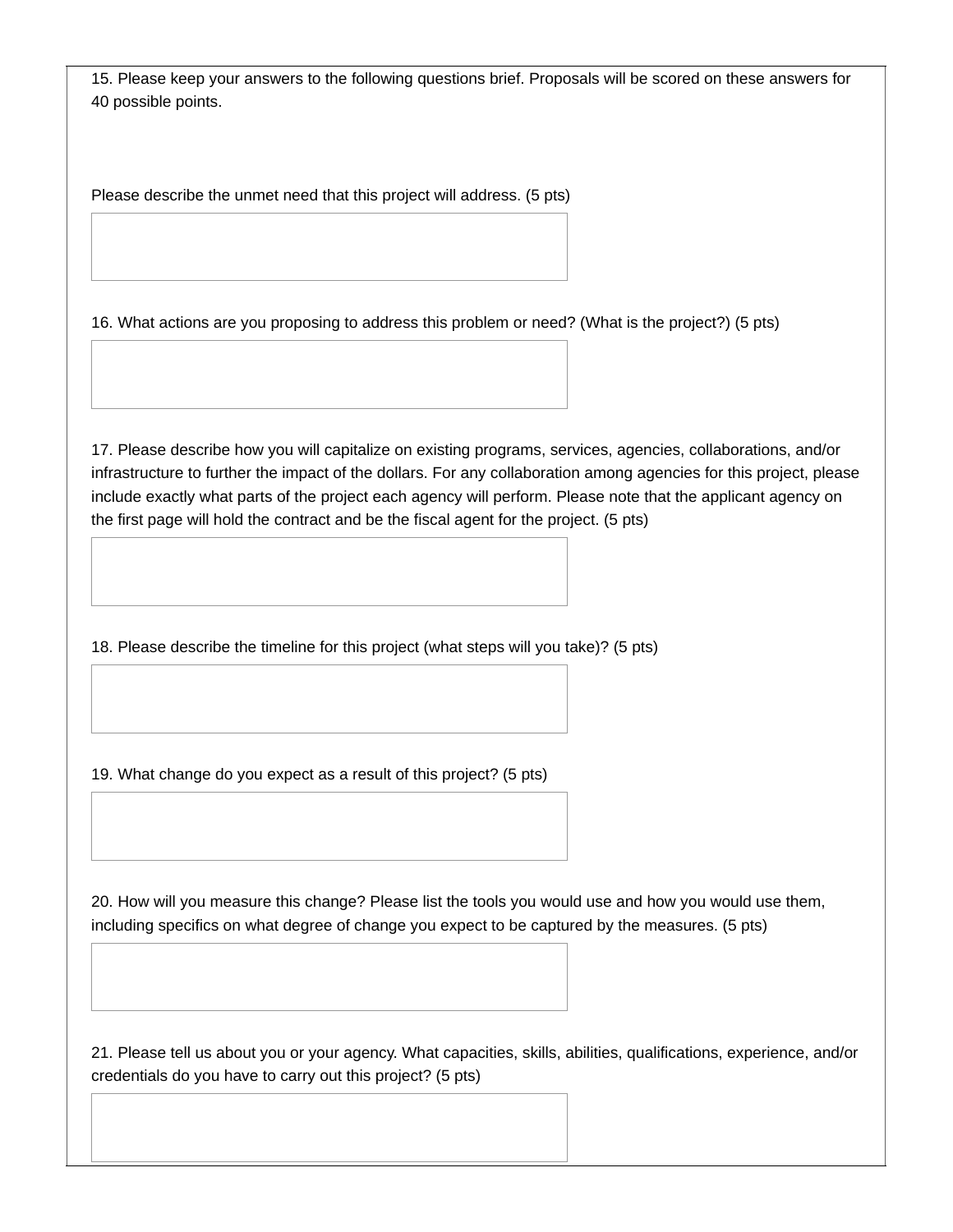15. Please keep your answers to the following questions brief. Proposals will be scored on these answers for 40 possible points.

Please describe the unmet need that this project will address. (5 pts)

16. What actions are you proposing to address this problem or need? (What is the project?) (5 pts)

17. Please describe how you will capitalize on existing programs, services, agencies, collaborations, and/or infrastructure to further the impact of the dollars. For any collaboration among agencies for this project, please include exactly what parts of the project each agency will perform. Please note that the applicant agency on the first page will hold the contract and be the fiscal agent for the project. (5 pts)

18. Please describe the timeline for this project (what steps will you take)? (5 pts)

19. What change do you expect as a result of this project? (5 pts)

20. How will you measure this change? Please list the tools you would use and how you would use them, including specifics on what degree of change you expect to be captured by the measures. (5 pts)

21. Please tell us about you or your agency. What capacities, skills, abilities, qualifications, experience, and/or credentials do you have to carry out this project? (5 pts)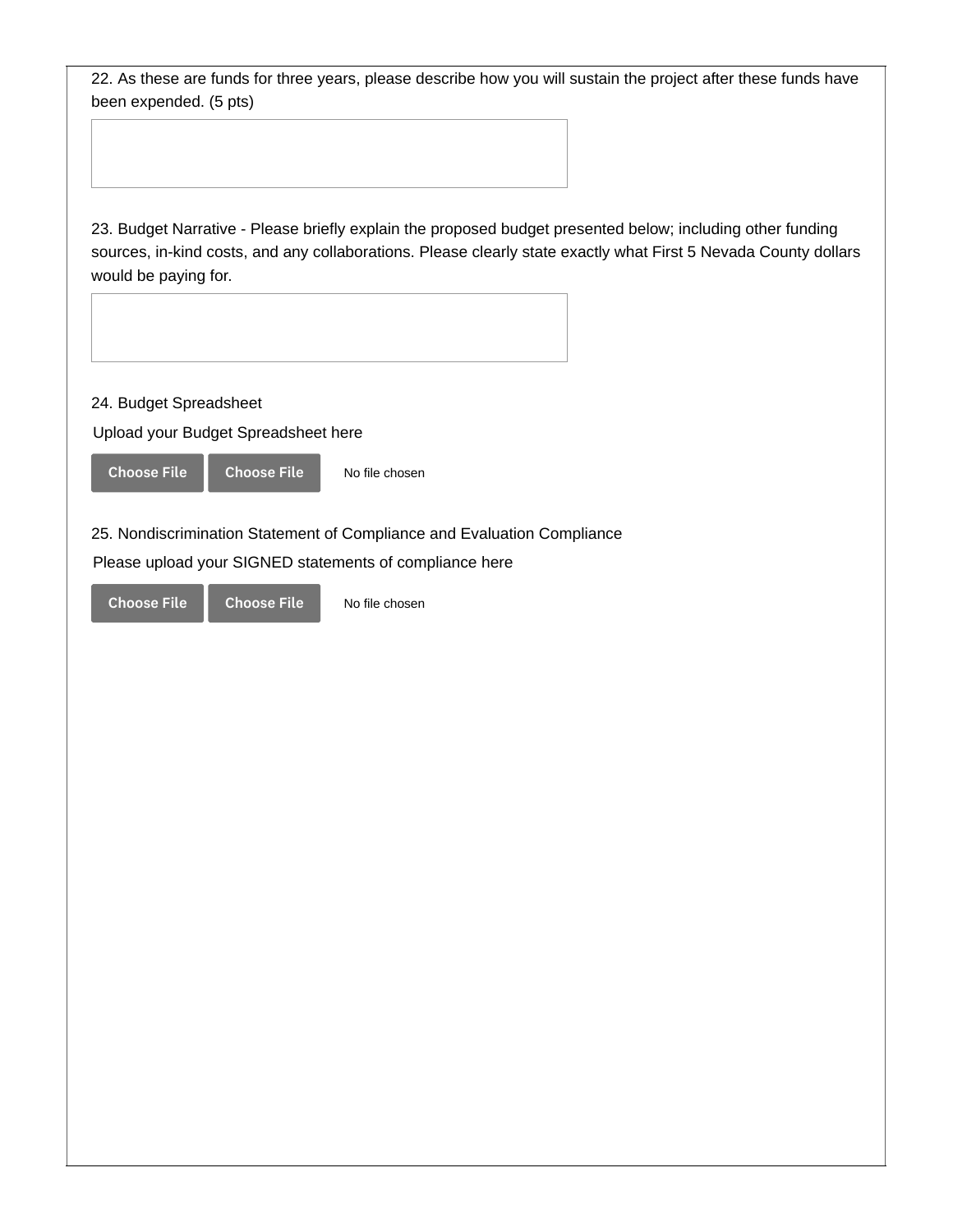22. As these are funds for three years, please describe how you will sustain the project after these funds have been expended. (5 pts)

23. Budget Narrative - Please briefly explain the proposed budget presented below; including other funding sources, in-kind costs, and any collaborations. Please clearly state exactly what First 5 Nevada County dollars would be paying for.

24. Budget Spreadsheet

Upload your Budget Spreadsheet here

Choose File Choose File No file chosen

25. Nondiscrimination Statement of Compliance and Evaluation Compliance

Please upload your SIGNED statements of compliance here

Choose File Choose File No file chosen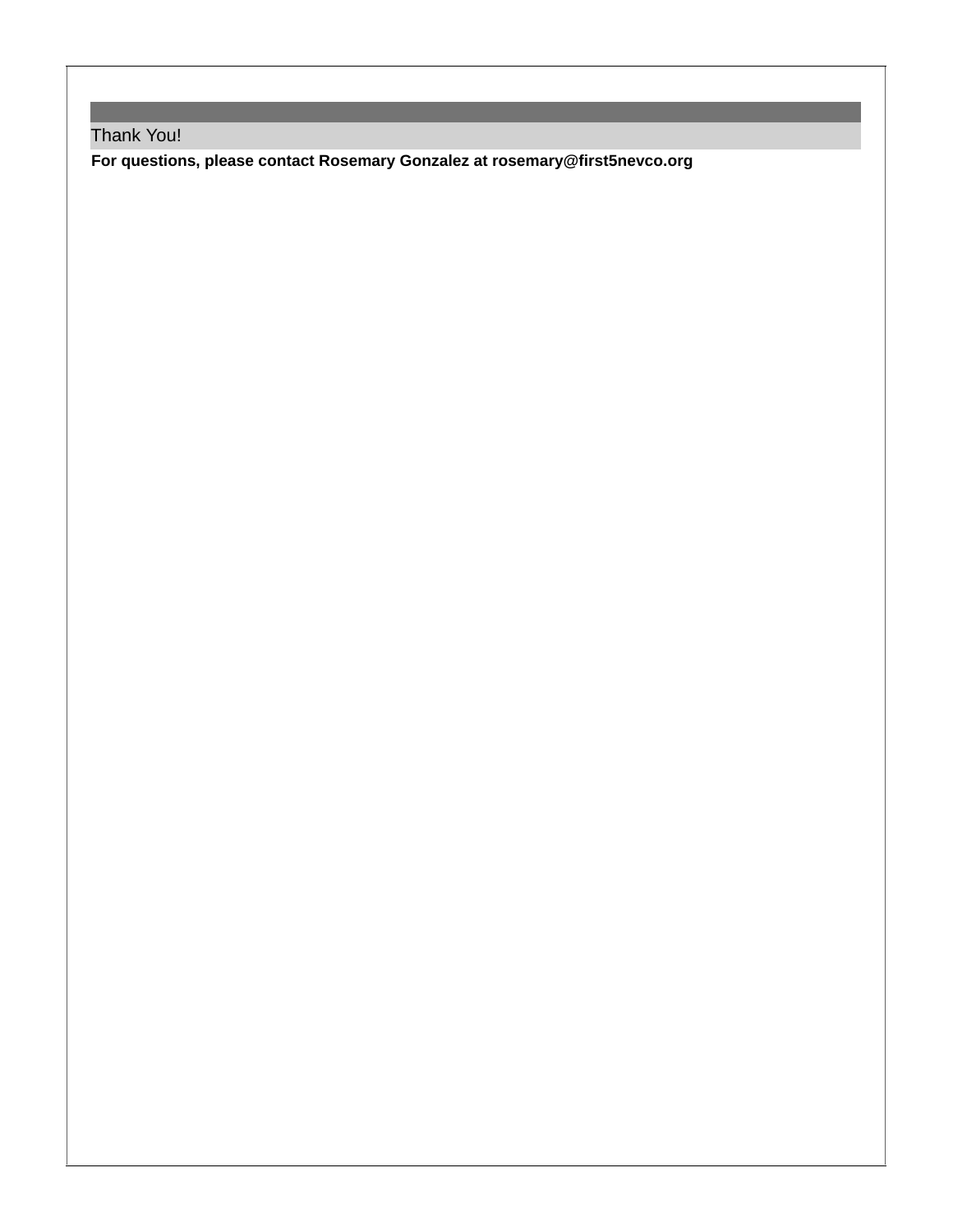## Thank You!

**For questions, please contact Rosemary Gonzalez at rosemary@first5nevco.org**